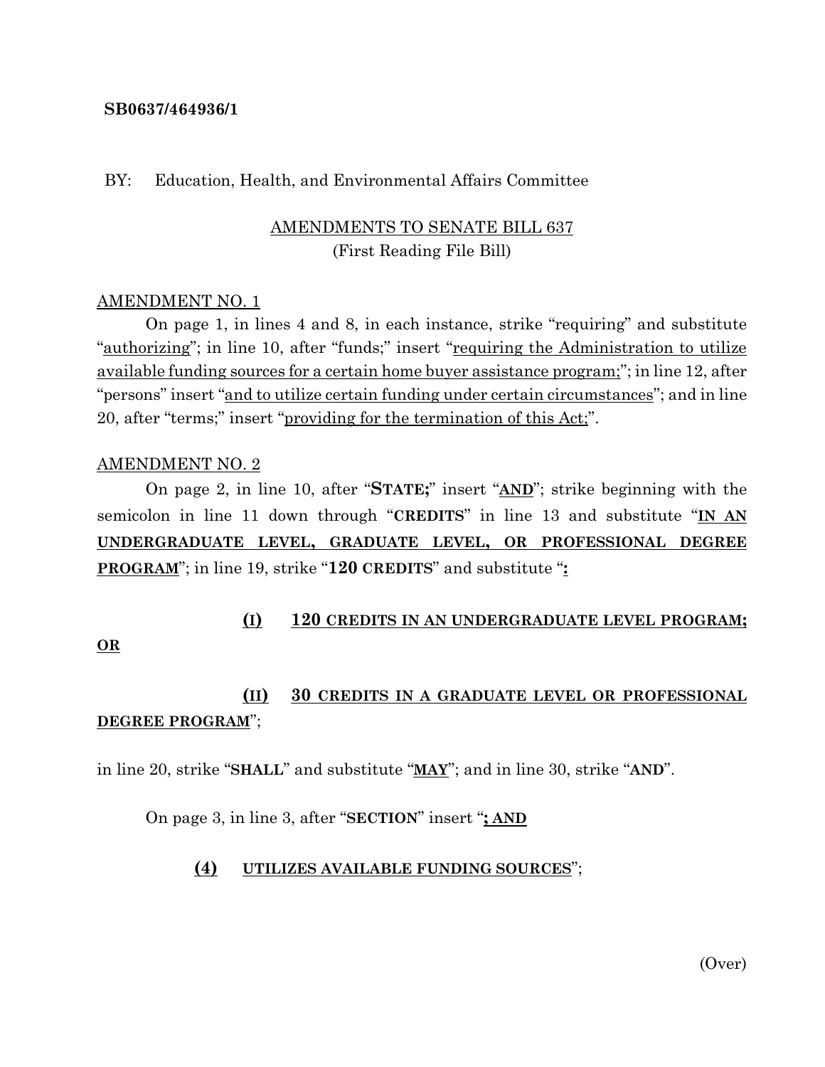**SB0637/464936/1**

BY: Education, Health, and Environmental Affairs Committee

AMENDMENTS TO SENATE BILL 637
(First Reading File Bill)

AMENDMENT NO. 1

On page 1, in lines 4 and 8, in each instance, strike "requiring" and substitute "authorizing"; in line 10, after "funds;" insert "requiring the Administration to utilize available funding sources for a certain home buyer assistance program;"; in line 12, after "persons" insert "and to utilize certain funding under certain circumstances"; and in line 20, after "terms;" insert "providing for the termination of this Act;".

AMENDMENT NO. 2

On page 2, in line 10, after "**STATE;**" insert "**AND**"; strike beginning with the semicolon in line 11 down through "**CREDITS**" in line 13 and substitute "**IN AN UNDERGRADUATE LEVEL, GRADUATE LEVEL, OR PROFESSIONAL DEGREE PROGRAM**"; in line 19, strike "**120 CREDITS**" and substitute "**:**

**(I) 120 CREDITS IN AN UNDERGRADUATE LEVEL PROGRAM; OR**

**(II) 30 CREDITS IN A GRADUATE LEVEL OR PROFESSIONAL DEGREE PROGRAM**";

in line 20, strike "**SHALL**" and substitute "**MAY**"; and in line 30, strike "**AND**".

On page 3, in line 3, after "**SECTION**" insert "**; AND**

**(4) UTILIZES AVAILABLE FUNDING SOURCES**";

(Over)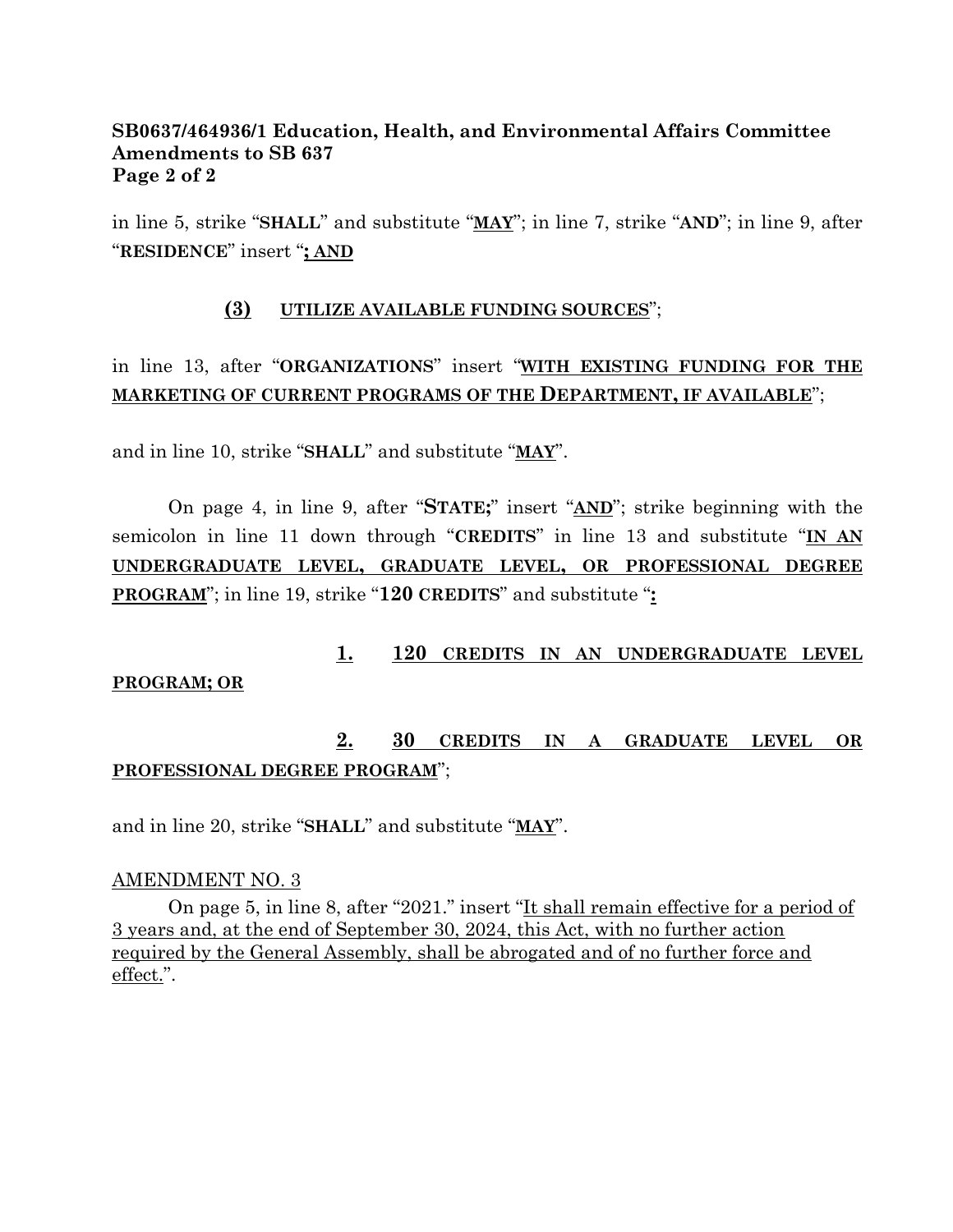in line 5, strike "**SHALL**" and substitute "**<u>MAY</u>**"; in line 7, strike "**AND**"; in line 9, after "**RESIDENCE**" insert "**<u>; AND</u>**

**<u>(3)</u>** **<u>UTILIZE AVAILABLE FUNDING SOURCES</u>**";

in line 13, after "**ORGANIZATIONS**" insert "**<u>WITH EXISTING FUNDING FOR THE MARKETING OF CURRENT PROGRAMS OF THE DEPARTMENT, IF AVAILABLE</u>**";

and in line 10, strike "**SHALL**" and substitute "**<u>MAY</u>**".

On page 4, in line 9, after "**STATE;**" insert "**<u>AND</u>**"; strike beginning with the semicolon in line 11 down through "**CREDITS**" in line 13 and substitute "**<u>IN AN UNDERGRADUATE LEVEL, GRADUATE LEVEL, OR PROFESSIONAL DEGREE PROGRAM</u>**"; in line 19, strike "**120 CREDITS**" and substitute "**<u>:</u>**

**<u>1.</u>** **<u>120 CREDITS IN AN UNDERGRADUATE LEVEL PROGRAM; OR</u>**

**<u>2.</u>** **<u>30 CREDITS IN A GRADUATE LEVEL OR PROFESSIONAL DEGREE PROGRAM</u>**";

and in line 20, strike "**SHALL**" and substitute "**<u>MAY</u>**".

<u>AMENDMENT NO. 3</u>

On page 5, in line 8, after "2021." insert "<u>It shall remain effective for a period of 3 years and, at the end of September 30, 2024, this Act, with no further action required by the General Assembly, shall be abrogated and of no further force and effect.</u>".